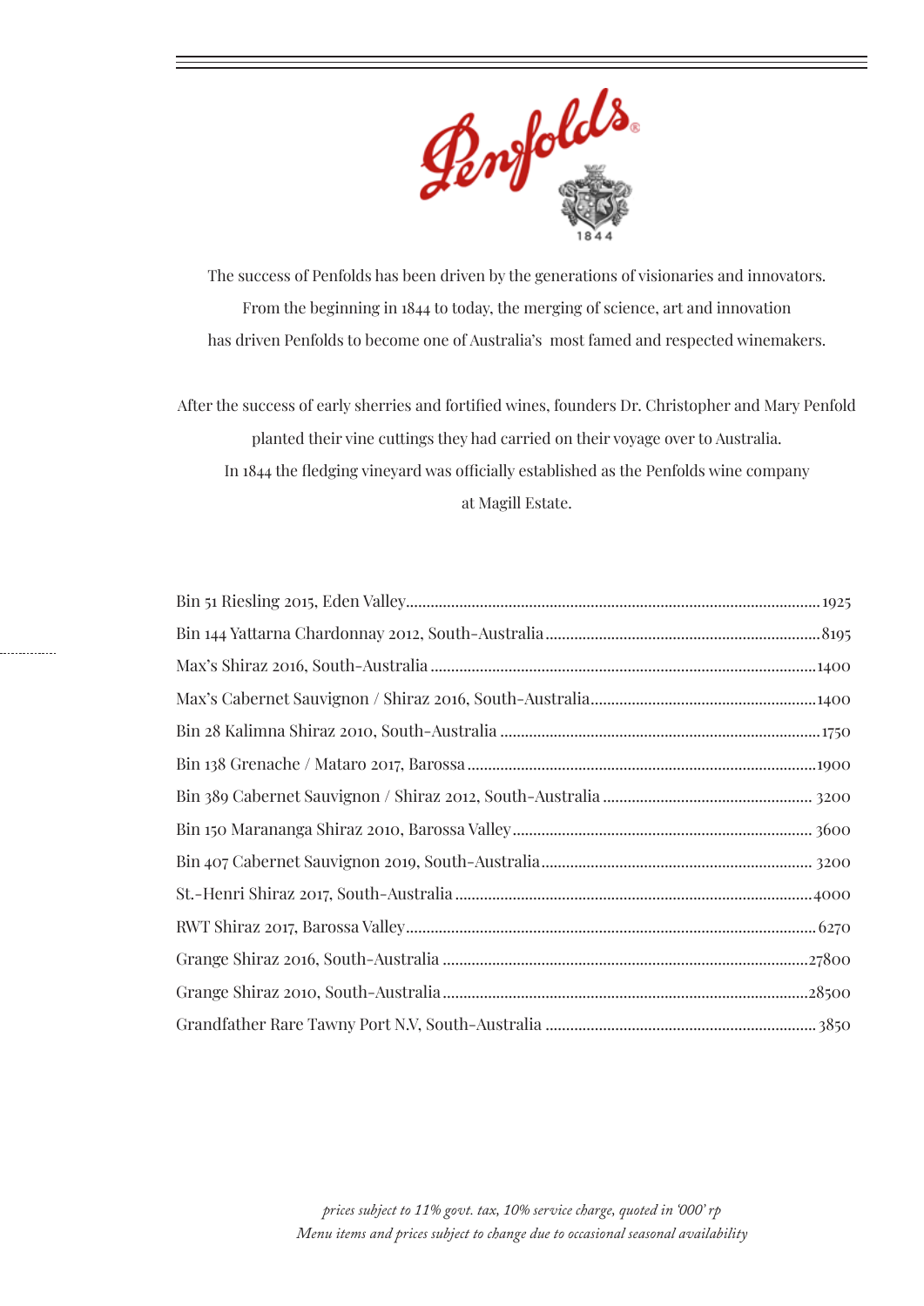# Penfolds

1844

The success of Penfolds has been driven by the generations of visionaries and innovators.
From the beginning in 1844 to today, the merging of science, art and innovation
has driven Penfolds to become one of Australia's most famed and respected winemakers.

After the success of early sherries and fortified wines, founders Dr. Christopher and Mary Penfold
planted their vine cuttings they had carried on their voyage over to Australia.
In 1844 the fledging vineyard was officially established as the Penfolds wine company
at Magill Estate.

| Wine | Price |
|---|---|
| Bin 51 Riesling 2015, Eden Valley | 1925 |
| Bin 144 Yattarna Chardonnay 2012, South-Australia | 8195 |
| Max's Shiraz 2016, South-Australia | 1400 |
| Max's Cabernet Sauvignon / Shiraz 2016, South-Australia | 1400 |
| Bin 28 Kalimna Shiraz 2010, South-Australia | 1750 |
| Bin 138 Grenache / Mataro 2017, Barossa | 1900 |
| Bin 389 Cabernet Sauvignon / Shiraz 2012, South-Australia | 3200 |
| Bin 150 Marananga Shiraz 2010, Barossa Valley | 3600 |
| Bin 407 Cabernet Sauvignon 2019, South-Australia | 3200 |
| St.-Henri Shiraz 2017, South-Australia | 4000 |
| RWT Shiraz 2017, Barossa Valley | 6270 |
| Grange Shiraz 2016, South-Australia | 27800 |
| Grange Shiraz 2010, South-Australia | 28500 |
| Grandfather Rare Tawny Port N.V, South-Australia | 3850 |

*prices subject to 11% govt. tax, 10% service charge, quoted in '000' rp*
*Menu items and prices subject to change due to occasional seasonal availability*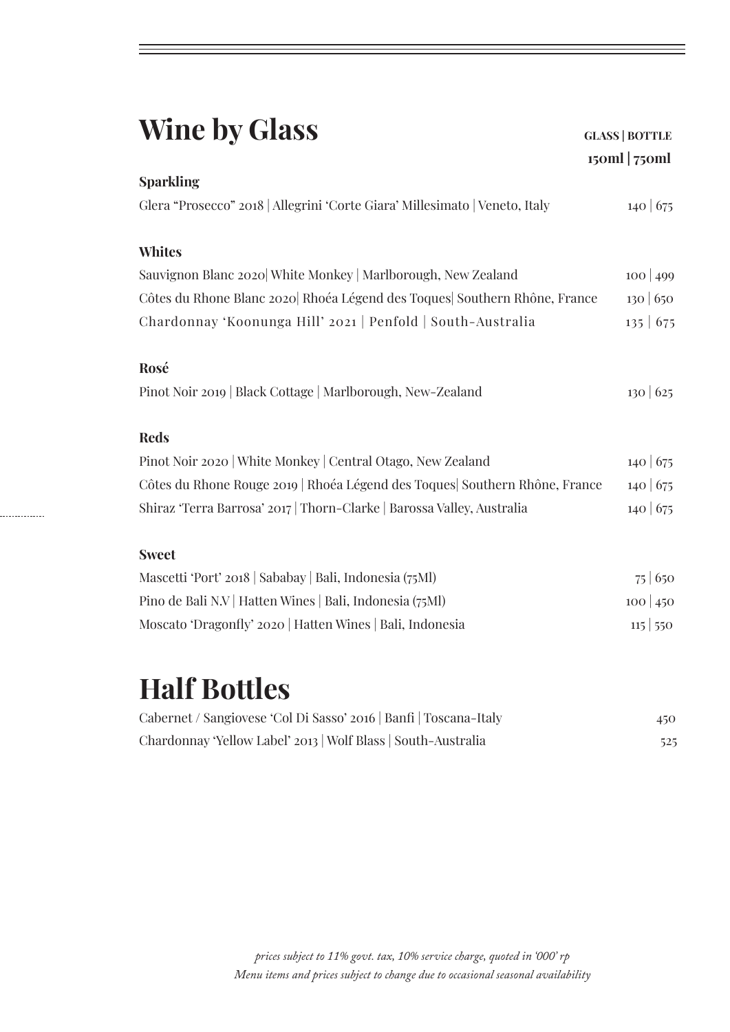# Wine by Glass

**GLASS | BOTTLE**
**150ml | 750ml**

**Sparkling**

Glera "Prosecco" 2018 | Allegrini 'Corte Giara' Millesimato | Veneto, Italy — 140 | 675

**Whites**

Sauvignon Blanc 2020| White Monkey | Marlborough, New Zealand — 100 | 499

Côtes du Rhone Blanc 2020| Rhoéa Légend des Toques| Southern Rhône, France — 130 | 650

Chardonnay 'Koonunga Hill' 2021 | Penfold | South-Australia — 135 | 675

**Rosé**

Pinot Noir 2019 | Black Cottage | Marlborough, New-Zealand — 130 | 625

**Reds**

Pinot Noir 2020 | White Monkey | Central Otago, New Zealand — 140 | 675

Côtes du Rhone Rouge 2019 | Rhoéa Légend des Toques| Southern Rhône, France — 140 | 675

Shiraz 'Terra Barrosa' 2017 | Thorn-Clarke | Barossa Valley, Australia — 140 | 675

**Sweet**

Mascetti 'Port' 2018 | Sababay | Bali, Indonesia (75Ml) — 75 | 650

Pino de Bali N.V | Hatten Wines | Bali, Indonesia (75Ml) — 100 | 450

Moscato 'Dragonfly' 2020 | Hatten Wines | Bali, Indonesia — 115 | 550

# Half Bottles

Cabernet / Sangiovese 'Col Di Sasso' 2016 | Banfi | Toscana-Italy — 450

Chardonnay 'Yellow Label' 2013 | Wolf Blass | South-Australia — 525

*prices subject to 11% govt. tax, 10% service charge, quoted in '000' rp*
*Menu items and prices subject to change due to occasional seasonal availability*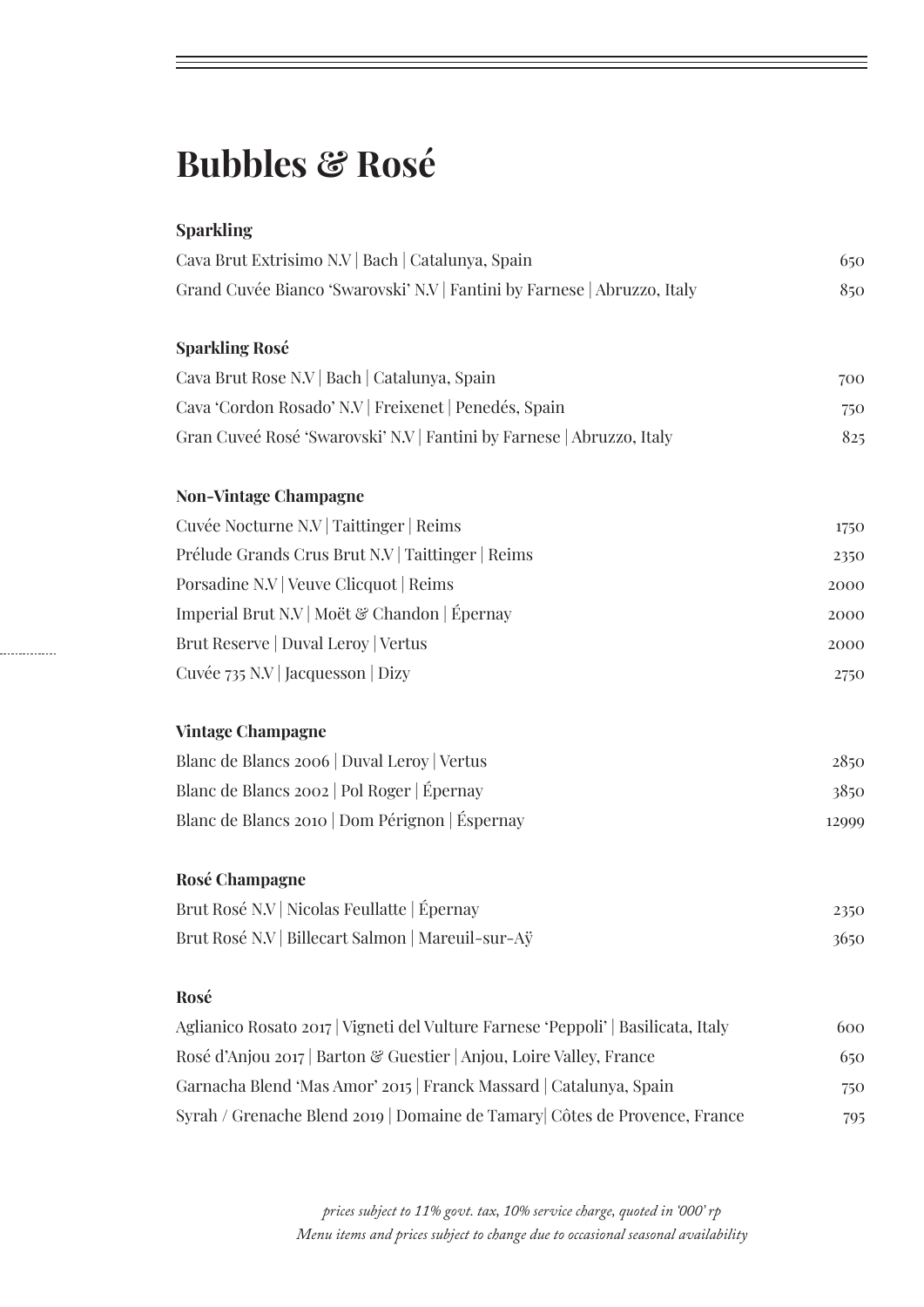# Bubbles & Rosé

### Sparkling

| | |
|---|---|
| Cava Brut Extrisimo N.V \| Bach \| Catalunya, Spain | 650 |
| Grand Cuvée Bianco 'Swarovski' N.V \| Fantini by Farnese \| Abruzzo, Italy | 850 |

### Sparkling Rosé

| | |
|---|---|
| Cava Brut Rose N.V \| Bach \| Catalunya, Spain | 700 |
| Cava 'Cordon Rosado' N.V \| Freixenet \| Penedés, Spain | 750 |
| Gran Cuveé Rosé 'Swarovski' N.V \| Fantini by Farnese \| Abruzzo, Italy | 825 |

### Non-Vintage Champagne

| | |
|---|---|
| Cuvée Nocturne N.V \| Taittinger \| Reims | 1750 |
| Prélude Grands Crus Brut N.V \| Taittinger \| Reims | 2350 |
| Porsadine N.V \| Veuve Clicquot \| Reims | 2000 |
| Imperial Brut N.V \| Moët & Chandon \| Épernay | 2000 |
| Brut Reserve \| Duval Leroy \| Vertus | 2000 |
| Cuvée 735 N.V \| Jacquesson \| Dizy | 2750 |

### Vintage Champagne

| | |
|---|---|
| Blanc de Blancs 2006 \| Duval Leroy \| Vertus | 2850 |
| Blanc de Blancs 2002 \| Pol Roger \| Épernay | 3850 |
| Blanc de Blancs 2010 \| Dom Pérignon \| Éspernay | 12999 |

### Rosé Champagne

| | |
|---|---|
| Brut Rosé N.V \| Nicolas Feullatte \| Épernay | 2350 |
| Brut Rosé N.V \| Billecart Salmon \| Mareuil-sur-Aÿ | 3650 |

### Rosé

| | |
|---|---|
| Aglianico Rosato 2017 \| Vigneti del Vulture Farnese 'Peppoli' \| Basilicata, Italy | 600 |
| Rosé d'Anjou 2017 \| Barton & Guestier \| Anjou, Loire Valley, France | 650 |
| Garnacha Blend 'Mas Amor' 2015 \| Franck Massard \| Catalunya, Spain | 750 |
| Syrah / Grenache Blend 2019 \| Domaine de Tamary\| Côtes de Provence, France | 795 |

*prices subject to 11% govt. tax, 10% service charge, quoted in '000' rp*
*Menu items and prices subject to change due to occasional seasonal availability*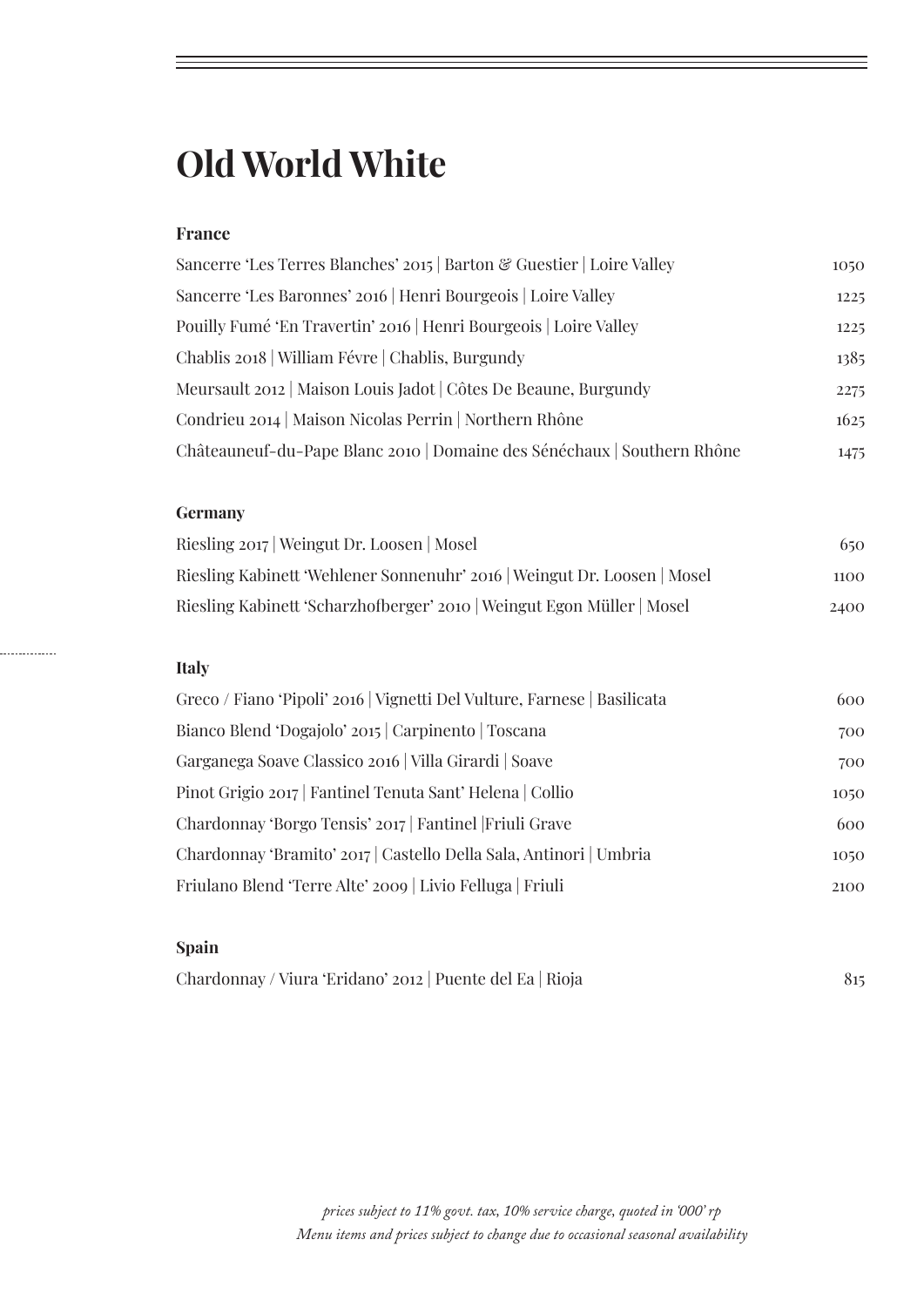# Old World White

## France

| Wine | Price |
|---|---|
| Sancerre 'Les Terres Blanches' 2015 \| Barton & Guestier \| Loire Valley | 1050 |
| Sancerre 'Les Baronnes' 2016 \| Henri Bourgeois \| Loire Valley | 1225 |
| Pouilly Fumé 'En Travertin' 2016 \| Henri Bourgeois \| Loire Valley | 1225 |
| Chablis 2018 \| William Févre \| Chablis, Burgundy | 1385 |
| Meursault 2012 \| Maison Louis Jadot \| Côtes De Beaune, Burgundy | 2275 |
| Condrieu 2014 \| Maison Nicolas Perrin \| Northern Rhône | 1625 |
| Châteauneuf-du-Pape Blanc 2010 \| Domaine des Sénéchaux \| Southern Rhône | 1475 |

## Germany

| Wine | Price |
|---|---|
| Riesling 2017 \| Weingut Dr. Loosen \| Mosel | 650 |
| Riesling Kabinett 'Wehlener Sonnenuhr' 2016 \| Weingut Dr. Loosen \| Mosel | 1100 |
| Riesling Kabinett 'Scharzhofberger' 2010 \| Weingut Egon Müller \| Mosel | 2400 |

## Italy

| Wine | Price |
|---|---|
| Greco / Fiano 'Pipoli' 2016 \| Vignetti Del Vulture, Farnese \| Basilicata | 600 |
| Bianco Blend 'Dogajolo' 2015 \| Carpinento \| Toscana | 700 |
| Garganega Soave Classico 2016 \| Villa Girardi \| Soave | 700 |
| Pinot Grigio 2017 \| Fantinel Tenuta Sant' Helena \| Collio | 1050 |
| Chardonnay 'Borgo Tensis' 2017 \| Fantinel \|Friuli Grave | 600 |
| Chardonnay 'Bramito' 2017 \| Castello Della Sala, Antinori \| Umbria | 1050 |
| Friulano Blend 'Terre Alte' 2009 \| Livio Felluga \| Friuli | 2100 |

## Spain

| Wine | Price |
|---|---|
| Chardonnay / Viura 'Eridano' 2012 \| Puente del Ea \| Rioja | 815 |

*prices subject to 11% govt. tax, 10% service charge, quoted in '000' rp*
*Menu items and prices subject to change due to occasional seasonal availability*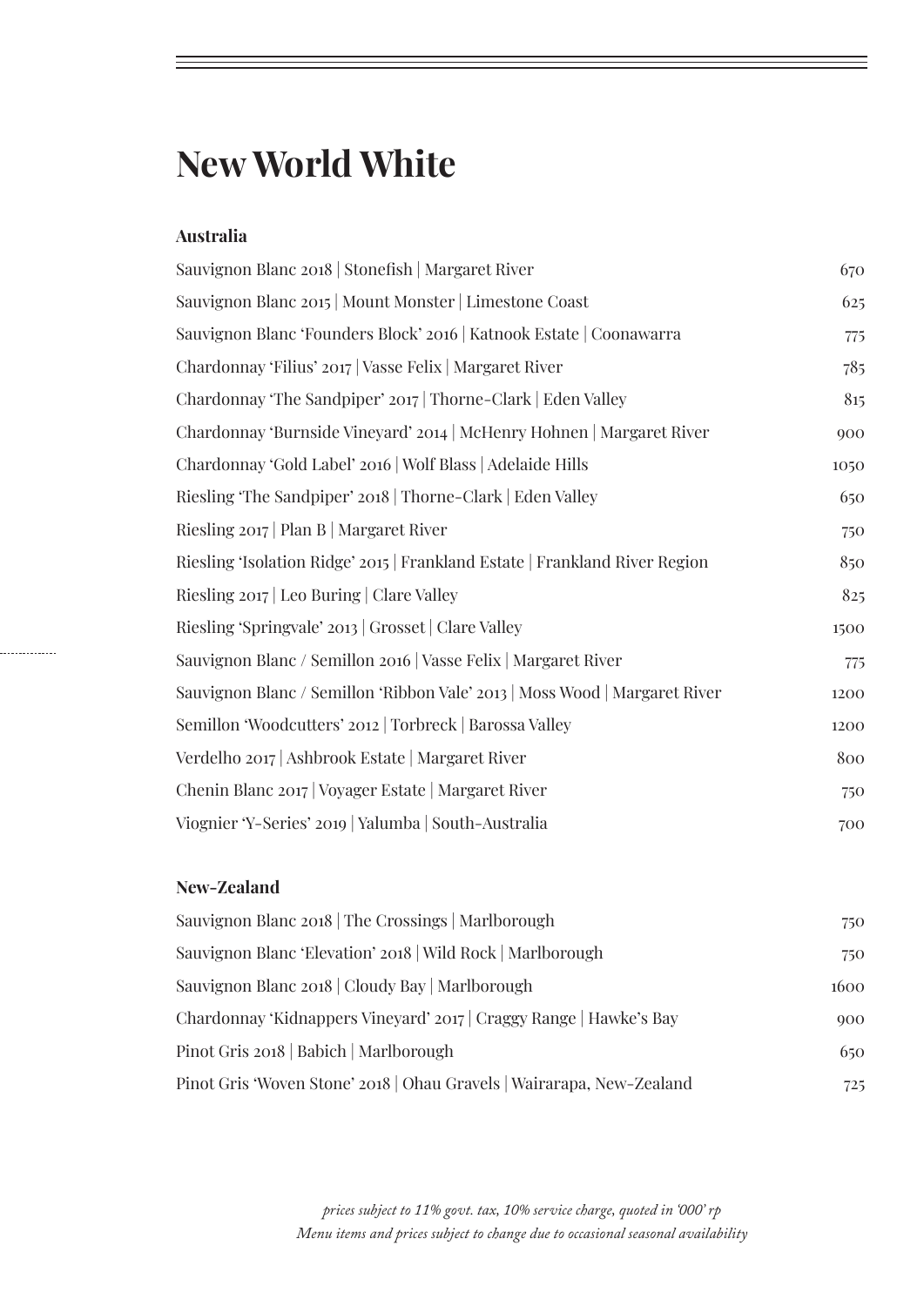# New World White

### Australia

| | |
|---|---|
| Sauvignon Blanc 2018 \| Stonefish \| Margaret River | 670 |
| Sauvignon Blanc 2015 \| Mount Monster \| Limestone Coast | 625 |
| Sauvignon Blanc 'Founders Block' 2016 \| Katnook Estate \| Coonawarra | 775 |
| Chardonnay 'Filius' 2017 \| Vasse Felix \| Margaret River | 785 |
| Chardonnay 'The Sandpiper' 2017 \| Thorne-Clark \| Eden Valley | 815 |
| Chardonnay 'Burnside Vineyard' 2014 \| McHenry Hohnen \| Margaret River | 900 |
| Chardonnay 'Gold Label' 2016 \| Wolf Blass \| Adelaide Hills | 1050 |
| Riesling 'The Sandpiper' 2018 \| Thorne-Clark \| Eden Valley | 650 |
| Riesling 2017 \| Plan B \| Margaret River | 750 |
| Riesling 'Isolation Ridge' 2015 \| Frankland Estate \| Frankland River Region | 850 |
| Riesling 2017 \| Leo Buring \| Clare Valley | 825 |
| Riesling 'Springvale' 2013 \| Grosset \| Clare Valley | 1500 |
| Sauvignon Blanc / Semillon 2016 \| Vasse Felix \| Margaret River | 775 |
| Sauvignon Blanc / Semillon 'Ribbon Vale' 2013 \| Moss Wood \| Margaret River | 1200 |
| Semillon 'Woodcutters' 2012 \| Torbreck \| Barossa Valley | 1200 |
| Verdelho 2017 \| Ashbrook Estate \| Margaret River | 800 |
| Chenin Blanc 2017 \| Voyager Estate \| Margaret River | 750 |
| Viognier 'Y-Series' 2019 \| Yalumba \| South-Australia | 700 |

### New-Zealand

| | |
|---|---|
| Sauvignon Blanc 2018 \| The Crossings \| Marlborough | 750 |
| Sauvignon Blanc 'Elevation' 2018 \| Wild Rock \| Marlborough | 750 |
| Sauvignon Blanc 2018 \| Cloudy Bay \| Marlborough | 1600 |
| Chardonnay 'Kidnappers Vineyard' 2017 \| Craggy Range \| Hawke's Bay | 900 |
| Pinot Gris 2018 \| Babich \| Marlborough | 650 |
| Pinot Gris 'Woven Stone' 2018 \| Ohau Gravels \| Wairarapa, New-Zealand | 725 |

*prices subject to 11% govt. tax, 10% service charge, quoted in '000' rp*
*Menu items and prices subject to change due to occasional seasonal availability*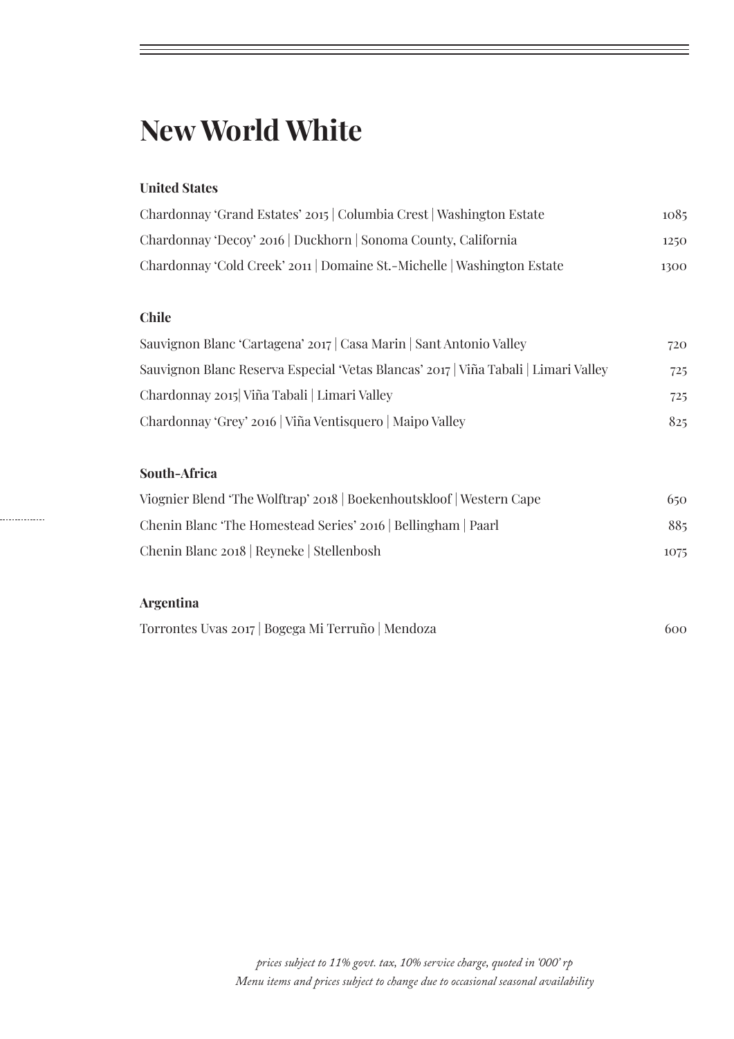# New World White

### United States

| | |
|---|---|
| Chardonnay 'Grand Estates' 2015 \| Columbia Crest \| Washington Estate | 1085 |
| Chardonnay 'Decoy' 2016 \| Duckhorn \| Sonoma County, California | 1250 |
| Chardonnay 'Cold Creek' 2011 \| Domaine St.-Michelle \| Washington Estate | 1300 |

### Chile

| | |
|---|---|
| Sauvignon Blanc 'Cartagena' 2017 \| Casa Marin \| Sant Antonio Valley | 720 |
| Sauvignon Blanc Reserva Especial 'Vetas Blancas' 2017 \| Viña Tabali \| Limari Valley | 725 |
| Chardonnay 2015\| Viña Tabali \| Limari Valley | 725 |
| Chardonnay 'Grey' 2016 \| Viña Ventisquero \| Maipo Valley | 825 |

### South-Africa

| | |
|---|---|
| Viognier Blend 'The Wolftrap' 2018 \| Boekenhoutskloof \| Western Cape | 650 |
| Chenin Blanc 'The Homestead Series' 2016 \| Bellingham \| Paarl | 885 |
| Chenin Blanc 2018 \| Reyneke \| Stellenbosh | 1075 |

### Argentina

| | |
|---|---|
| Torrontes Uvas 2017 \| Bogega Mi Terruño \| Mendoza | 600 |

*prices subject to 11% govt. tax, 10% service charge, quoted in '000' rp*
*Menu items and prices subject to change due to occasional seasonal availability*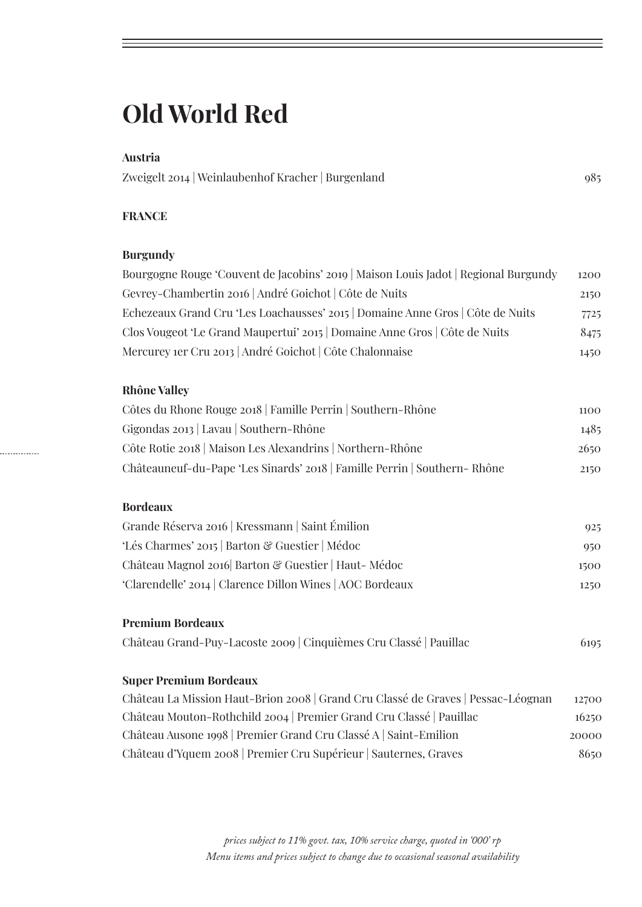# Old World Red

### Austria

| | |
|---|---|
| Zweigelt 2014 \| Weinlaubenhof Kracher \| Burgenland | 985 |

### FRANCE

### Burgundy

| | |
|---|---|
| Bourgogne Rouge 'Couvent de Jacobins' 2019 \| Maison Louis Jadot \| Regional Burgundy | 1200 |
| Gevrey-Chambertin 2016 \| André Goichot \| Côte de Nuits | 2150 |
| Echezeaux Grand Cru 'Les Loachausses' 2015 \| Domaine Anne Gros \| Côte de Nuits | 7725 |
| Clos Vougeot 'Le Grand Maupertui' 2015 \| Domaine Anne Gros \| Côte de Nuits | 8475 |
| Mercurey 1er Cru 2013 \| André Goichot \| Côte Chalonnaise | 1450 |

### Rhône Valley

| | |
|---|---|
| Côtes du Rhone Rouge 2018 \| Famille Perrin \| Southern-Rhône | 1100 |
| Gigondas 2013 \| Lavau \| Southern-Rhône | 1485 |
| Côte Rotie 2018 \| Maison Les Alexandrins \| Northern-Rhône | 2650 |
| Châteauneuf-du-Pape 'Les Sinards' 2018 \| Famille Perrin \| Southern- Rhône | 2150 |

### Bordeaux

| | |
|---|---|
| Grande Réserva 2016 \| Kressmann \| Saint Émilion | 925 |
| 'Lés Charmes' 2015 \| Barton & Guestier \| Médoc | 950 |
| Château Magnol 2016\| Barton & Guestier \| Haut- Médoc | 1500 |
| 'Clarendelle' 2014 \| Clarence Dillon Wines \| AOC Bordeaux | 1250 |

### Premium Bordeaux

| | |
|---|---|
| Château Grand-Puy-Lacoste 2009 \| Cinquièmes Cru Classé \| Pauillac | 6195 |

### Super Premium Bordeaux

| | |
|---|---|
| Château La Mission Haut-Brion 2008 \| Grand Cru Classé de Graves \| Pessac-Léognan | 12700 |
| Château Mouton-Rothchild 2004 \| Premier Grand Cru Classé \| Pauillac | 16250 |
| Château Ausone 1998 \| Premier Grand Cru Classé A \| Saint-Emilion | 20000 |
| Château d'Yquem 2008 \| Premier Cru Supérieur \| Sauternes, Graves | 8650 |

*prices subject to 11% govt. tax, 10% service charge, quoted in '000' rp*
*Menu items and prices subject to change due to occasional seasonal availability*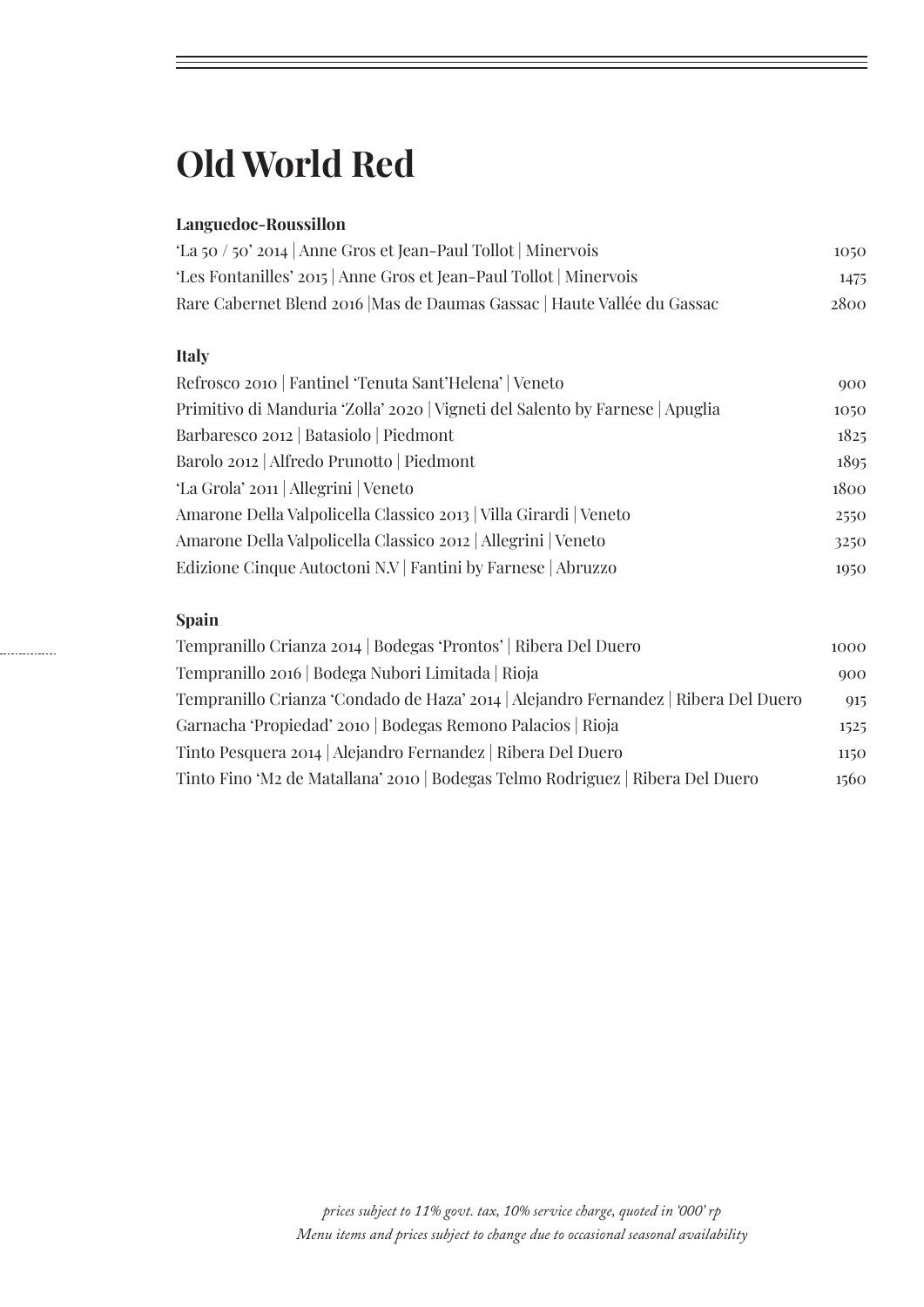# Old World Red

**Languedoc-Roussillon**

| | |
|---|---|
| 'La 50 / 50' 2014 \| Anne Gros et Jean-Paul Tollot \| Minervois | 1050 |
| 'Les Fontanilles' 2015 \| Anne Gros et Jean-Paul Tollot \| Minervois | 1475 |
| Rare Cabernet Blend 2016 \|Mas de Daumas Gassac \| Haute Vallée du Gassac | 2800 |

**Italy**

| | |
|---|---|
| Refrosco 2010 \| Fantinel 'Tenuta Sant'Helena' \| Veneto | 900 |
| Primitivo di Manduria 'Zolla' 2020 \| Vigneti del Salento by Farnese \| Apuglia | 1050 |
| Barbaresco 2012 \| Batasiolo \| Piedmont | 1825 |
| Barolo 2012 \| Alfredo Prunotto \| Piedmont | 1895 |
| 'La Grola' 2011 \| Allegrini \| Veneto | 1800 |
| Amarone Della Valpolicella Classico 2013 \| Villa Girardi \| Veneto | 2550 |
| Amarone Della Valpolicella Classico 2012 \| Allegrini \| Veneto | 3250 |
| Edizione Cinque Autoctoni N.V \| Fantini by Farnese \| Abruzzo | 1950 |

**Spain**

| | |
|---|---|
| Tempranillo Crianza 2014 \| Bodegas 'Prontos' \| Ribera Del Duero | 1000 |
| Tempranillo 2016 \| Bodega Nubori Limitada \| Rioja | 900 |
| Tempranillo Crianza 'Condado de Haza' 2014 \| Alejandro Fernandez \| Ribera Del Duero | 915 |
| Garnacha 'Propiedad' 2010 \| Bodegas Remono Palacios \| Rioja | 1525 |
| Tinto Pesquera 2014 \| Alejandro Fernandez \| Ribera Del Duero | 1150 |
| Tinto Fino 'M2 de Matallana' 2010 \| Bodegas Telmo Rodriguez \| Ribera Del Duero | 1560 |

*prices subject to 11% govt. tax, 10% service charge, quoted in '000' rp*
*Menu items and prices subject to change due to occasional seasonal availability*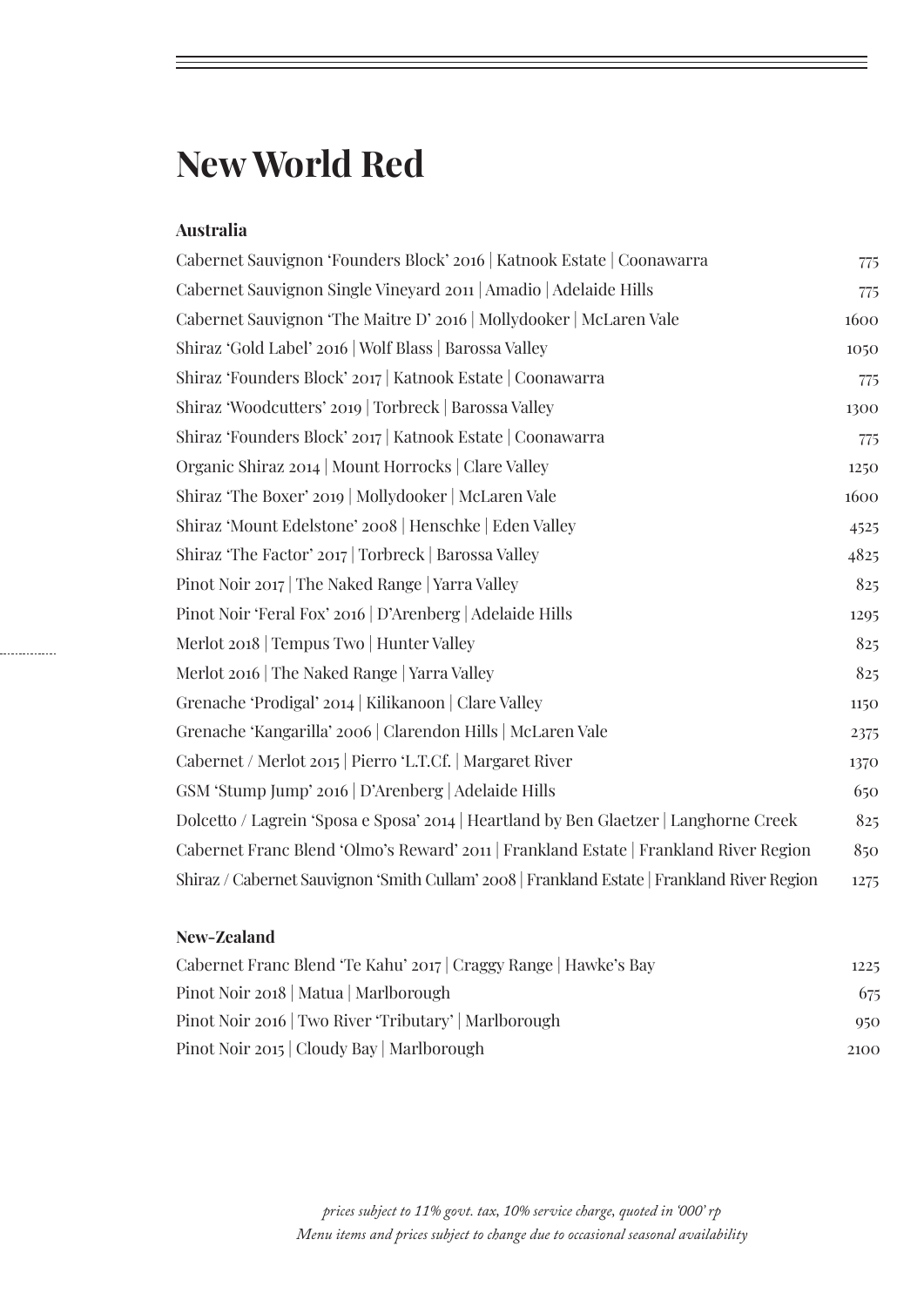# New World Red

### Australia

| | |
|---|---|
| Cabernet Sauvignon 'Founders Block' 2016 \| Katnook Estate \| Coonawarra | 775 |
| Cabernet Sauvignon Single Vineyard 2011 \| Amadio \| Adelaide Hills | 775 |
| Cabernet Sauvignon 'The Maitre D' 2016 \| Mollydooker \| McLaren Vale | 1600 |
| Shiraz 'Gold Label' 2016 \| Wolf Blass \| Barossa Valley | 1050 |
| Shiraz 'Founders Block' 2017 \| Katnook Estate \| Coonawarra | 775 |
| Shiraz 'Woodcutters' 2019 \| Torbreck \| Barossa Valley | 1300 |
| Shiraz 'Founders Block' 2017 \| Katnook Estate \| Coonawarra | 775 |
| Organic Shiraz 2014 \| Mount Horrocks \| Clare Valley | 1250 |
| Shiraz 'The Boxer' 2019 \| Mollydooker \| McLaren Vale | 1600 |
| Shiraz 'Mount Edelstone' 2008 \| Henschke \| Eden Valley | 4525 |
| Shiraz 'The Factor' 2017 \| Torbreck \| Barossa Valley | 4825 |
| Pinot Noir 2017 \| The Naked Range \| Yarra Valley | 825 |
| Pinot Noir 'Feral Fox' 2016 \| D'Arenberg \| Adelaide Hills | 1295 |
| Merlot 2018 \| Tempus Two \| Hunter Valley | 825 |
| Merlot 2016 \| The Naked Range \| Yarra Valley | 825 |
| Grenache 'Prodigal' 2014 \| Kilikanoon \| Clare Valley | 1150 |
| Grenache 'Kangarilla' 2006 \| Clarendon Hills \| McLaren Vale | 2375 |
| Cabernet / Merlot 2015 \| Pierro 'L.T.Cf. \| Margaret River | 1370 |
| GSM 'Stump Jump' 2016 \| D'Arenberg \| Adelaide Hills | 650 |
| Dolcetto / Lagrein 'Sposa e Sposa' 2014 \| Heartland by Ben Glaetzer \| Langhorne Creek | 825 |
| Cabernet Franc Blend 'Olmo's Reward' 2011 \| Frankland Estate \| Frankland River Region | 850 |
| Shiraz / Cabernet Sauvignon 'Smith Cullam' 2008 \| Frankland Estate \| Frankland River Region | 1275 |

### New-Zealand

| | |
|---|---|
| Cabernet Franc Blend 'Te Kahu' 2017 \| Craggy Range \| Hawke's Bay | 1225 |
| Pinot Noir 2018 \| Matua \| Marlborough | 675 |
| Pinot Noir 2016 \| Two River 'Tributary' \| Marlborough | 950 |
| Pinot Noir 2015 \| Cloudy Bay \| Marlborough | 2100 |

*prices subject to 11% govt. tax, 10% service charge, quoted in '000' rp*
*Menu items and prices subject to change due to occasional seasonal availability*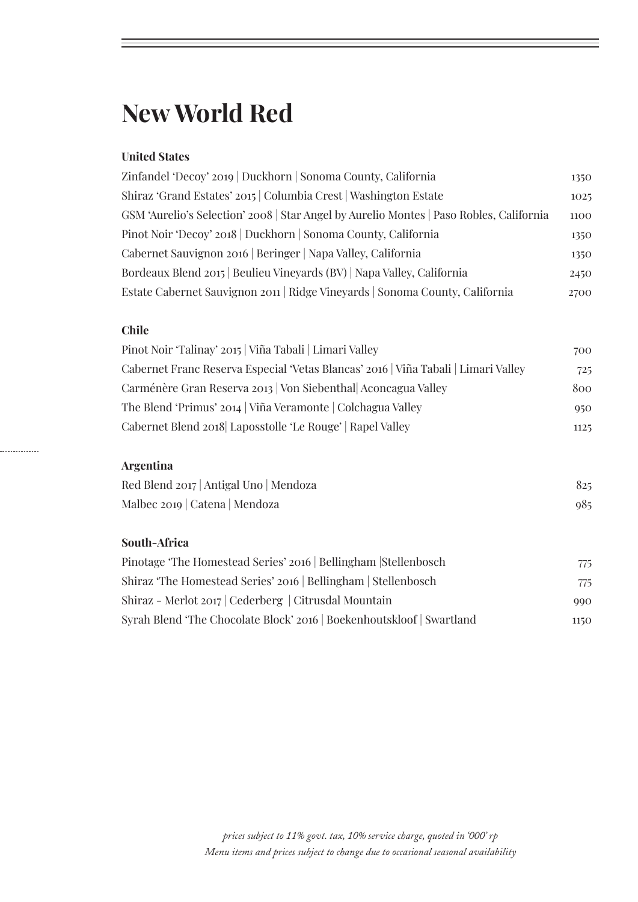# New World Red

### United States

| | |
|---|---|
| Zinfandel 'Decoy' 2019 \| Duckhorn \| Sonoma County, California | 1350 |
| Shiraz 'Grand Estates' 2015 \| Columbia Crest \| Washington Estate | 1025 |
| GSM 'Aurelio's Selection' 2008 \| Star Angel by Aurelio Montes \| Paso Robles, California | 1100 |
| Pinot Noir 'Decoy' 2018 \| Duckhorn \| Sonoma County, California | 1350 |
| Cabernet Sauvignon 2016 \| Beringer \| Napa Valley, California | 1350 |
| Bordeaux Blend 2015 \| Beulieu Vineyards (BV) \| Napa Valley, California | 2450 |
| Estate Cabernet Sauvignon 2011 \| Ridge Vineyards \| Sonoma County, California | 2700 |

### Chile

| | |
|---|---|
| Pinot Noir 'Talinay' 2015 \| Viña Tabali \| Limari Valley | 700 |
| Cabernet Franc Reserva Especial 'Vetas Blancas' 2016 \| Viña Tabali \| Limari Valley | 725 |
| Carménère Gran Reserva 2013 \| Von Siebenthal\| Aconcagua Valley | 800 |
| The Blend 'Primus' 2014 \| Viña Veramonte \| Colchagua Valley | 950 |
| Cabernet Blend 2018\| Laposstolle 'Le Rouge' \| Rapel Valley | 1125 |

### Argentina

| | |
|---|---|
| Red Blend 2017 \| Antigal Uno \| Mendoza | 825 |
| Malbec 2019 \| Catena \| Mendoza | 985 |

### South-Africa

| | |
|---|---|
| Pinotage 'The Homestead Series' 2016 \| Bellingham \|Stellenbosch | 775 |
| Shiraz 'The Homestead Series' 2016 \| Bellingham \| Stellenbosch | 775 |
| Shiraz - Merlot 2017 \| Cederberg \| Citrusdal Mountain | 990 |
| Syrah Blend 'The Chocolate Block' 2016 \| Boekenhoutskloof \| Swartland | 1150 |

*prices subject to 11% govt. tax, 10% service charge, quoted in '000' rp*
*Menu items and prices subject to change due to occasional seasonal availability*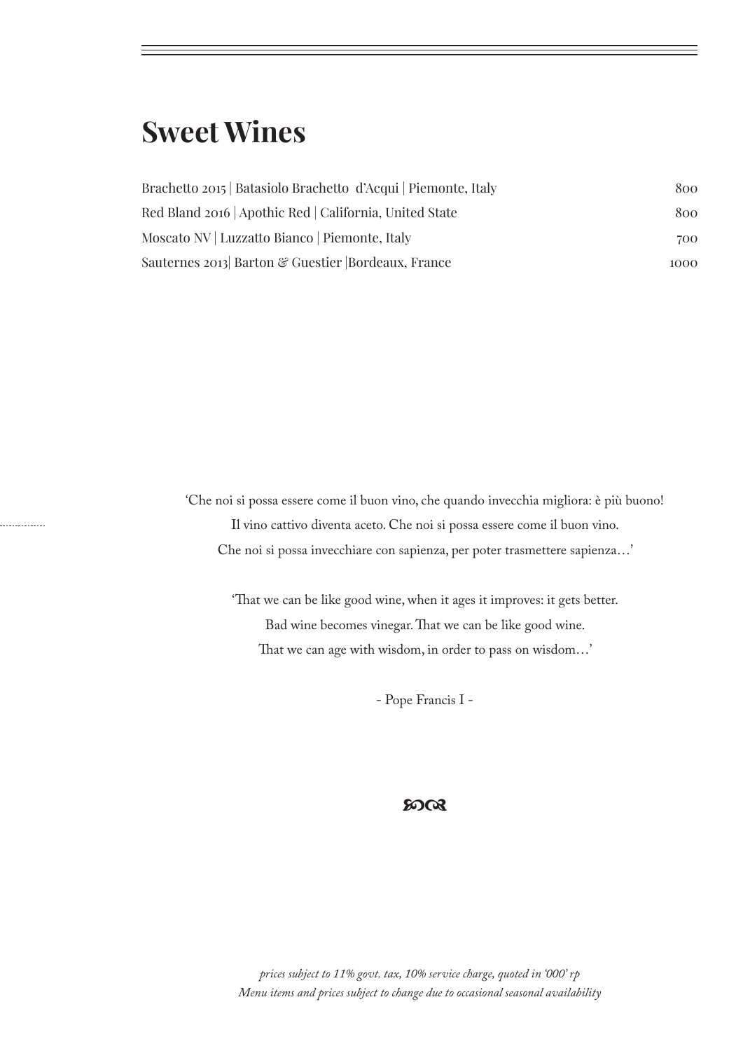# Sweet Wines

| | |
|---|---|
| Brachetto 2015 \| Batasiolo Brachetto d'Acqui \| Piemonte, Italy | 800 |
| Red Bland 2016 \| Apothic Red \| California, United State | 800 |
| Moscato NV \| Luzzatto Bianco \| Piemonte, Italy | 700 |
| Sauternes 2013\| Barton & Guestier \|Bordeaux, France | 1000 |

'Che noi si possa essere come il buon vino, che quando invecchia migliora: è più buono!
Il vino cattivo diventa aceto. Che noi si possa essere come il buon vino.
Che noi si possa invecchiare con sapienza, per poter trasmettere sapienza…'

'That we can be like good wine, when it ages it improves: it gets better.
Bad wine becomes vinegar. That we can be like good wine.
That we can age with wisdom, in order to pass on wisdom…'

- Pope Francis I -

*prices subject to 11% govt. tax, 10% service charge, quoted in '000' rp*
*Menu items and prices subject to change due to occasional seasonal availability*